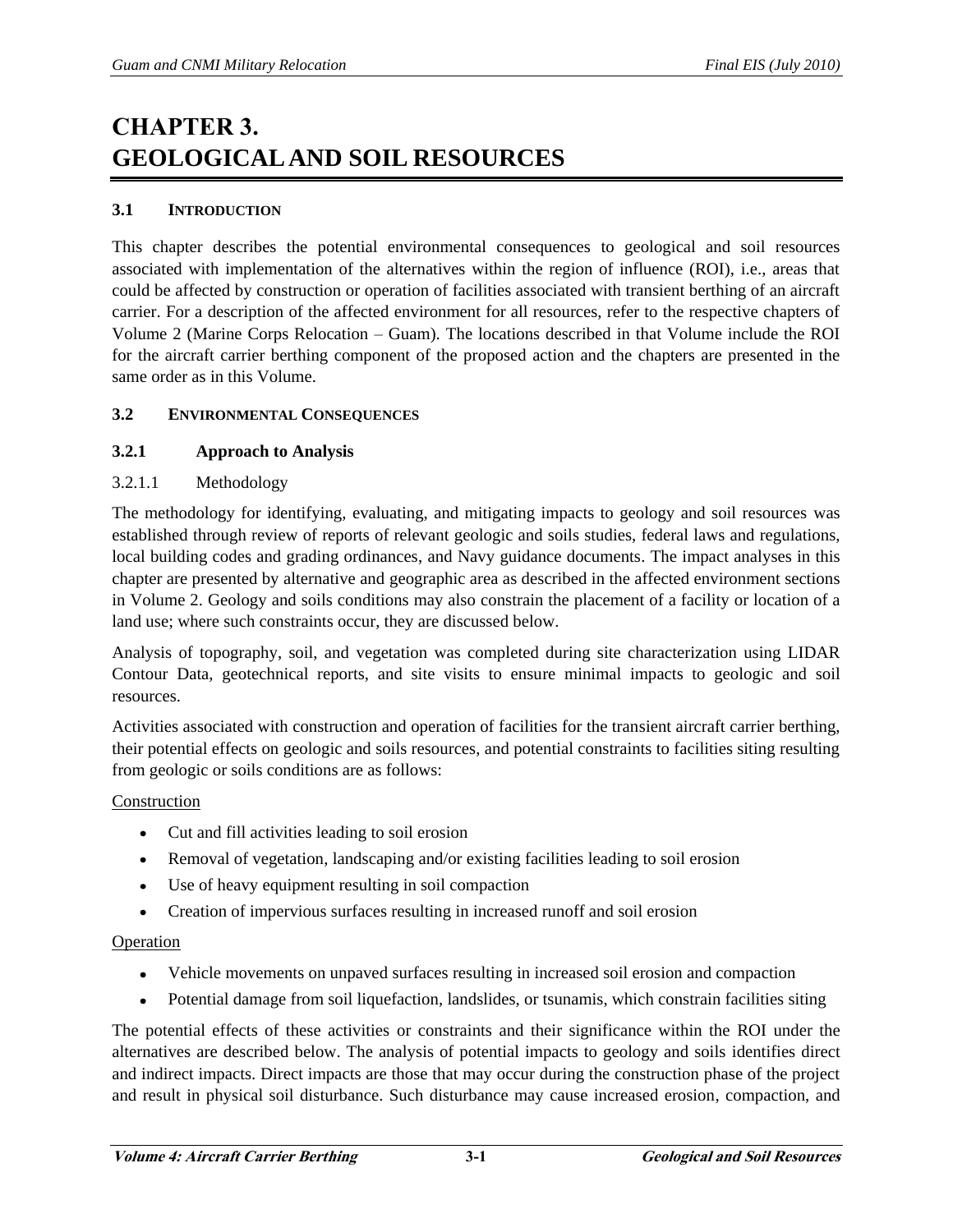# CHAPTER 3. GEOLOGICAL AND SOIL RESOURCES

## 3.1 INTRODUCTION

This chapter describes the potential environmental consequences to geological and soil resources associated with implementation of the alternatives within the region of influence (ROI), i.e., areas that could be affected by construction or operation of facilities associated with transient berthing of an aircraft carrier. For a description of the affected environment for all resources, refer to the respective chapters of Volume 2 (Marine Corps Relocation – Guam). The locations described in that Volume include the ROI for the aircraft carrier berthing component of the proposed action and the chapters are presented in the same order as in this Volume.

## 3.2 ENVIRONMENTAL CONSEQUENCES

### 3.2.1 Approach to Analysis

#### 3.2.1.1 Methodology

The methodology for identifying, evaluating, and mitigating impacts to geology and soil resources was established through review of reports of relevant geologic and soils studies, federal laws and regulations, local building codes and grading ordinances, and Navy guidance documents. The impact analyses in this chapter are presented by alternative and geographic area as described in the affected environment sections in Volume 2. Geology and soils conditions may also constrain the placement of a facility or location of a land use; where such constraints occur, they are discussed below.

Analysis of topography, soil, and vegetation was completed during site characterization using LIDAR Contour Data, geotechnical reports, and site visits to ensure minimal impacts to geologic and soil resources.

Activities associated with construction and operation of facilities for the transient aircraft carrier berthing, their potential effects on geologic and soils resources, and potential constraints to facilities siting resulting from geologic or soils conditions are as follows:

<u>Construction</u>

- Cut and fill activities leading to soil erosion
- Removal of vegetation, landscaping and/or existing facilities leading to soil erosion
- Use of heavy equipment resulting in soil compaction
- Creation of impervious surfaces resulting in increased runoff and soil erosion

<u>Operation</u>

- Vehicle movements on unpaved surfaces resulting in increased soil erosion and compaction
- Potential damage from soil liquefaction, landslides, or tsunamis, which constrain facilities siting

The potential effects of these activities or constraints and their significance within the ROI under the alternatives are described below. The analysis of potential impacts to geology and soils identifies direct and indirect impacts. Direct impacts are those that may occur during the construction phase of the project and result in physical soil disturbance. Such disturbance may cause increased erosion, compaction, and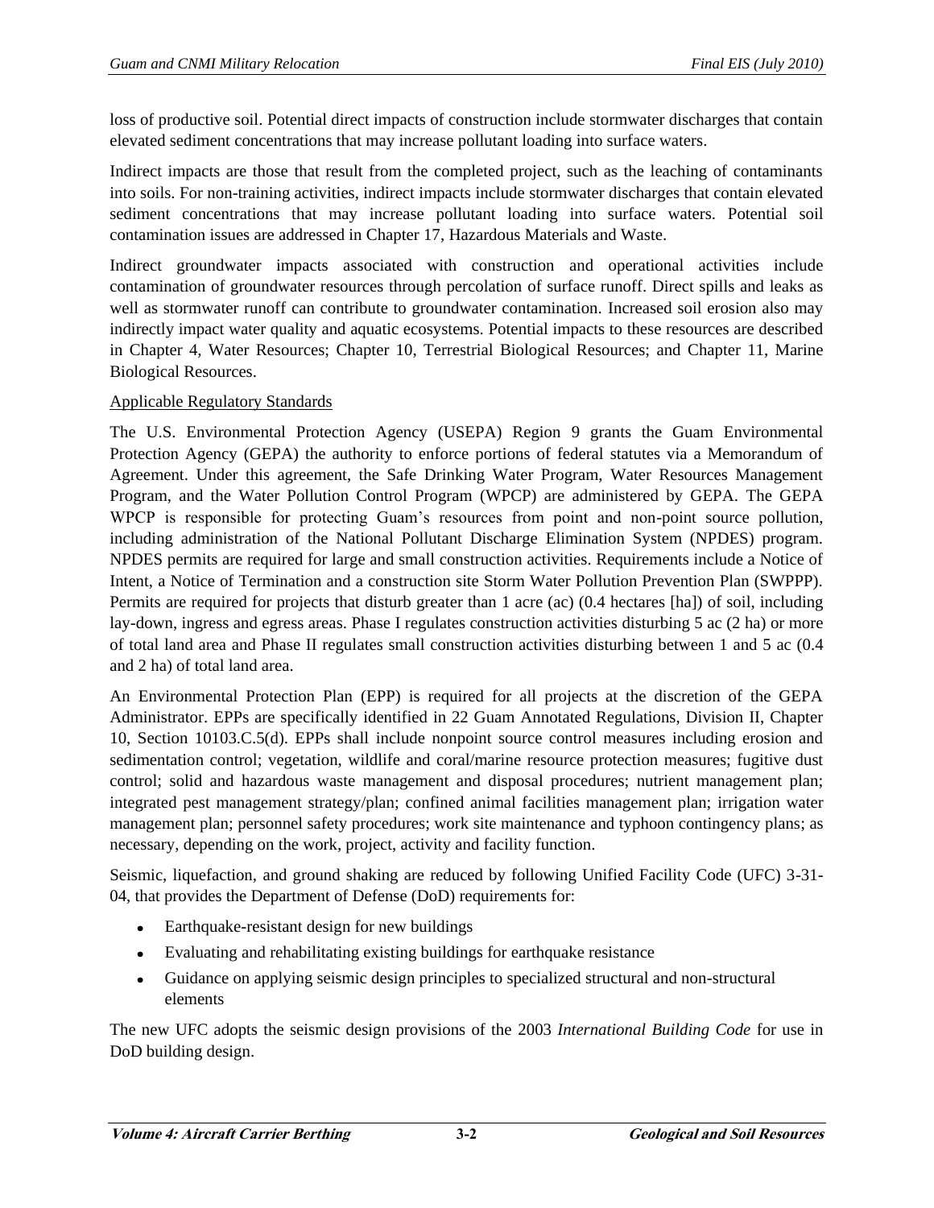loss of productive soil. Potential direct impacts of construction include stormwater discharges that contain elevated sediment concentrations that may increase pollutant loading into surface waters.

Indirect impacts are those that result from the completed project, such as the leaching of contaminants into soils. For non-training activities, indirect impacts include stormwater discharges that contain elevated sediment concentrations that may increase pollutant loading into surface waters. Potential soil contamination issues are addressed in Chapter 17, Hazardous Materials and Waste.

Indirect groundwater impacts associated with construction and operational activities include contamination of groundwater resources through percolation of surface runoff. Direct spills and leaks as well as stormwater runoff can contribute to groundwater contamination. Increased soil erosion also may indirectly impact water quality and aquatic ecosystems. Potential impacts to these resources are described in Chapter 4, Water Resources; Chapter 10, Terrestrial Biological Resources; and Chapter 11, Marine Biological Resources.

Applicable Regulatory Standards

The U.S. Environmental Protection Agency (USEPA) Region 9 grants the Guam Environmental Protection Agency (GEPA) the authority to enforce portions of federal statutes via a Memorandum of Agreement. Under this agreement, the Safe Drinking Water Program, Water Resources Management Program, and the Water Pollution Control Program (WPCP) are administered by GEPA. The GEPA WPCP is responsible for protecting Guam's resources from point and non-point source pollution, including administration of the National Pollutant Discharge Elimination System (NPDES) program. NPDES permits are required for large and small construction activities. Requirements include a Notice of Intent, a Notice of Termination and a construction site Storm Water Pollution Prevention Plan (SWPPP). Permits are required for projects that disturb greater than 1 acre (ac) (0.4 hectares [ha]) of soil, including lay-down, ingress and egress areas. Phase I regulates construction activities disturbing 5 ac (2 ha) or more of total land area and Phase II regulates small construction activities disturbing between 1 and 5 ac (0.4 and 2 ha) of total land area.

An Environmental Protection Plan (EPP) is required for all projects at the discretion of the GEPA Administrator. EPPs are specifically identified in 22 Guam Annotated Regulations, Division II, Chapter 10, Section 10103.C.5(d). EPPs shall include nonpoint source control measures including erosion and sedimentation control; vegetation, wildlife and coral/marine resource protection measures; fugitive dust control; solid and hazardous waste management and disposal procedures; nutrient management plan; integrated pest management strategy/plan; confined animal facilities management plan; irrigation water management plan; personnel safety procedures; work site maintenance and typhoon contingency plans; as necessary, depending on the work, project, activity and facility function.

Seismic, liquefaction, and ground shaking are reduced by following Unified Facility Code (UFC) 3-31-04, that provides the Department of Defense (DoD) requirements for:

- Earthquake-resistant design for new buildings
- Evaluating and rehabilitating existing buildings for earthquake resistance
- Guidance on applying seismic design principles to specialized structural and non-structural elements

The new UFC adopts the seismic design provisions of the 2003 *International Building Code* for use in DoD building design.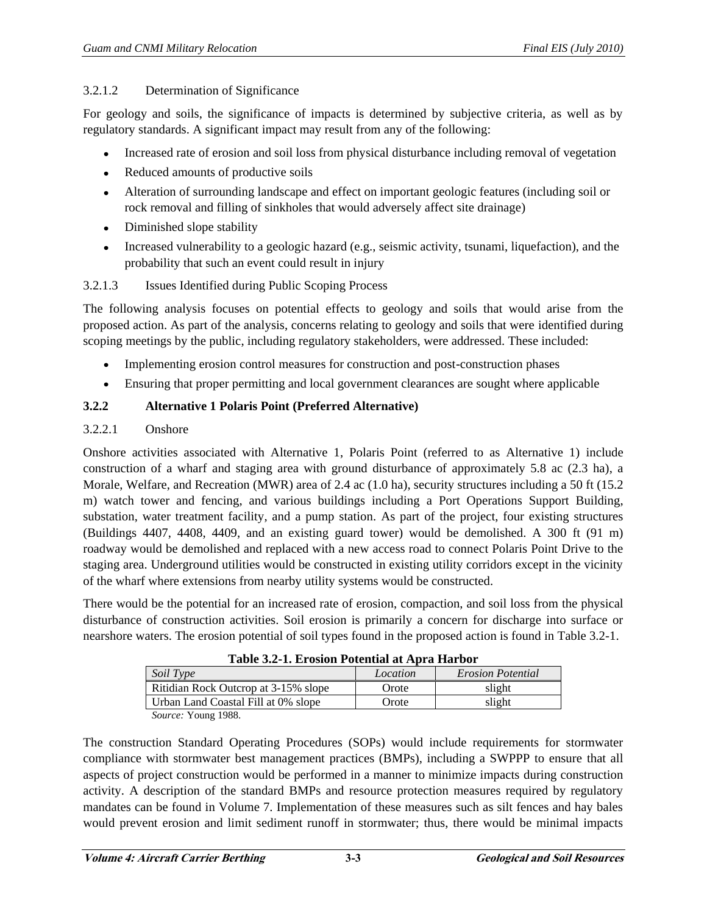#### 3.2.1.2 Determination of Significance

For geology and soils, the significance of impacts is determined by subjective criteria, as well as by regulatory standards. A significant impact may result from any of the following:

- Increased rate of erosion and soil loss from physical disturbance including removal of vegetation
- Reduced amounts of productive soils
- Alteration of surrounding landscape and effect on important geologic features (including soil or rock removal and filling of sinkholes that would adversely affect site drainage)
- Diminished slope stability
- Increased vulnerability to a geologic hazard (e.g., seismic activity, tsunami, liquefaction), and the probability that such an event could result in injury

#### 3.2.1.3 Issues Identified during Public Scoping Process

The following analysis focuses on potential effects to geology and soils that would arise from the proposed action. As part of the analysis, concerns relating to geology and soils that were identified during scoping meetings by the public, including regulatory stakeholders, were addressed. These included:

- Implementing erosion control measures for construction and post-construction phases
- Ensuring that proper permitting and local government clearances are sought where applicable

### 3.2.2 Alternative 1 Polaris Point (Preferred Alternative)

#### 3.2.2.1 Onshore

Onshore activities associated with Alternative 1, Polaris Point (referred to as Alternative 1) include construction of a wharf and staging area with ground disturbance of approximately 5.8 ac (2.3 ha), a Morale, Welfare, and Recreation (MWR) area of 2.4 ac (1.0 ha), security structures including a 50 ft (15.2 m) watch tower and fencing, and various buildings including a Port Operations Support Building, substation, water treatment facility, and a pump station. As part of the project, four existing structures (Buildings 4407, 4408, 4409, and an existing guard tower) would be demolished. A 300 ft (91 m) roadway would be demolished and replaced with a new access road to connect Polaris Point Drive to the staging area. Underground utilities would be constructed in existing utility corridors except in the vicinity of the wharf where extensions from nearby utility systems would be constructed.

There would be the potential for an increased rate of erosion, compaction, and soil loss from the physical disturbance of construction activities. Soil erosion is primarily a concern for discharge into surface or nearshore waters. The erosion potential of soil types found in the proposed action is found in Table 3.2-1.

**Table 3.2-1. Erosion Potential at Apra Harbor**

| *Soil Type* | *Location* | *Erosion Potential* |
|---|---|---|
| Ritidian Rock Outcrop at 3-15% slope | Orote | slight |
| Urban Land Coastal Fill at 0% slope | Orote | slight |

*Source:* Young 1988.

The construction Standard Operating Procedures (SOPs) would include requirements for stormwater compliance with stormwater best management practices (BMPs), including a SWPPP to ensure that all aspects of project construction would be performed in a manner to minimize impacts during construction activity. A description of the standard BMPs and resource protection measures required by regulatory mandates can be found in Volume 7. Implementation of these measures such as silt fences and hay bales would prevent erosion and limit sediment runoff in stormwater; thus, there would be minimal impacts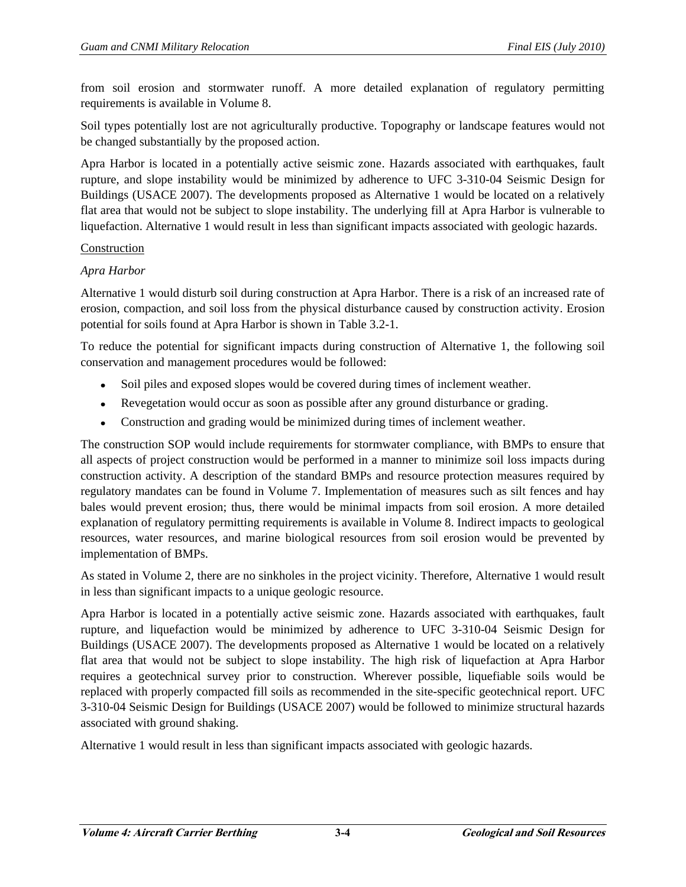from soil erosion and stormwater runoff. A more detailed explanation of regulatory permitting requirements is available in Volume 8.

Soil types potentially lost are not agriculturally productive. Topography or landscape features would not be changed substantially by the proposed action.

Apra Harbor is located in a potentially active seismic zone. Hazards associated with earthquakes, fault rupture, and slope instability would be minimized by adherence to UFC 3-310-04 Seismic Design for Buildings (USACE 2007). The developments proposed as Alternative 1 would be located on a relatively flat area that would not be subject to slope instability. The underlying fill at Apra Harbor is vulnerable to liquefaction. Alternative 1 would result in less than significant impacts associated with geologic hazards.

<u>Construction</u>

*Apra Harbor*

Alternative 1 would disturb soil during construction at Apra Harbor. There is a risk of an increased rate of erosion, compaction, and soil loss from the physical disturbance caused by construction activity. Erosion potential for soils found at Apra Harbor is shown in Table 3.2-1.

To reduce the potential for significant impacts during construction of Alternative 1, the following soil conservation and management procedures would be followed:

- Soil piles and exposed slopes would be covered during times of inclement weather.
- Revegetation would occur as soon as possible after any ground disturbance or grading.
- Construction and grading would be minimized during times of inclement weather.

The construction SOP would include requirements for stormwater compliance, with BMPs to ensure that all aspects of project construction would be performed in a manner to minimize soil loss impacts during construction activity. A description of the standard BMPs and resource protection measures required by regulatory mandates can be found in Volume 7. Implementation of measures such as silt fences and hay bales would prevent erosion; thus, there would be minimal impacts from soil erosion. A more detailed explanation of regulatory permitting requirements is available in Volume 8. Indirect impacts to geological resources, water resources, and marine biological resources from soil erosion would be prevented by implementation of BMPs.

As stated in Volume 2, there are no sinkholes in the project vicinity. Therefore, Alternative 1 would result in less than significant impacts to a unique geologic resource.

Apra Harbor is located in a potentially active seismic zone. Hazards associated with earthquakes, fault rupture, and liquefaction would be minimized by adherence to UFC 3-310-04 Seismic Design for Buildings (USACE 2007). The developments proposed as Alternative 1 would be located on a relatively flat area that would not be subject to slope instability. The high risk of liquefaction at Apra Harbor requires a geotechnical survey prior to construction. Wherever possible, liquefiable soils would be replaced with properly compacted fill soils as recommended in the site-specific geotechnical report. UFC 3-310-04 Seismic Design for Buildings (USACE 2007) would be followed to minimize structural hazards associated with ground shaking.

Alternative 1 would result in less than significant impacts associated with geologic hazards.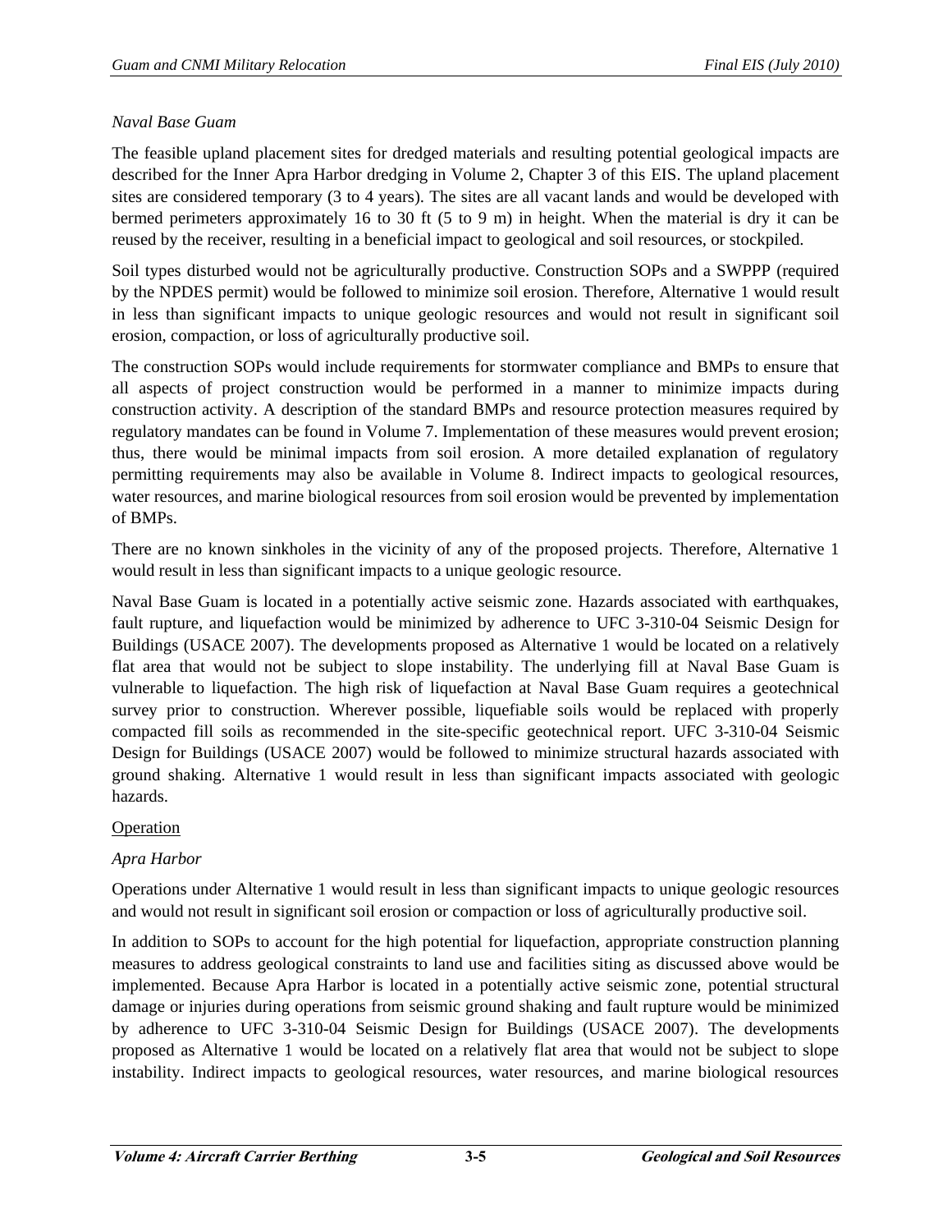*Naval Base Guam*

The feasible upland placement sites for dredged materials and resulting potential geological impacts are described for the Inner Apra Harbor dredging in Volume 2, Chapter 3 of this EIS. The upland placement sites are considered temporary (3 to 4 years). The sites are all vacant lands and would be developed with bermed perimeters approximately 16 to 30 ft (5 to 9 m) in height. When the material is dry it can be reused by the receiver, resulting in a beneficial impact to geological and soil resources, or stockpiled.

Soil types disturbed would not be agriculturally productive. Construction SOPs and a SWPPP (required by the NPDES permit) would be followed to minimize soil erosion. Therefore, Alternative 1 would result in less than significant impacts to unique geologic resources and would not result in significant soil erosion, compaction, or loss of agriculturally productive soil.

The construction SOPs would include requirements for stormwater compliance and BMPs to ensure that all aspects of project construction would be performed in a manner to minimize impacts during construction activity. A description of the standard BMPs and resource protection measures required by regulatory mandates can be found in Volume 7. Implementation of these measures would prevent erosion; thus, there would be minimal impacts from soil erosion. A more detailed explanation of regulatory permitting requirements may also be available in Volume 8. Indirect impacts to geological resources, water resources, and marine biological resources from soil erosion would be prevented by implementation of BMPs.

There are no known sinkholes in the vicinity of any of the proposed projects. Therefore, Alternative 1 would result in less than significant impacts to a unique geologic resource.

Naval Base Guam is located in a potentially active seismic zone. Hazards associated with earthquakes, fault rupture, and liquefaction would be minimized by adherence to UFC 3-310-04 Seismic Design for Buildings (USACE 2007). The developments proposed as Alternative 1 would be located on a relatively flat area that would not be subject to slope instability. The underlying fill at Naval Base Guam is vulnerable to liquefaction. The high risk of liquefaction at Naval Base Guam requires a geotechnical survey prior to construction. Wherever possible, liquefiable soils would be replaced with properly compacted fill soils as recommended in the site-specific geotechnical report. UFC 3-310-04 Seismic Design for Buildings (USACE 2007) would be followed to minimize structural hazards associated with ground shaking. Alternative 1 would result in less than significant impacts associated with geologic hazards.

<u>Operation</u>

*Apra Harbor*

Operations under Alternative 1 would result in less than significant impacts to unique geologic resources and would not result in significant soil erosion or compaction or loss of agriculturally productive soil.

In addition to SOPs to account for the high potential for liquefaction, appropriate construction planning measures to address geological constraints to land use and facilities siting as discussed above would be implemented. Because Apra Harbor is located in a potentially active seismic zone, potential structural damage or injuries during operations from seismic ground shaking and fault rupture would be minimized by adherence to UFC 3-310-04 Seismic Design for Buildings (USACE 2007). The developments proposed as Alternative 1 would be located on a relatively flat area that would not be subject to slope instability. Indirect impacts to geological resources, water resources, and marine biological resources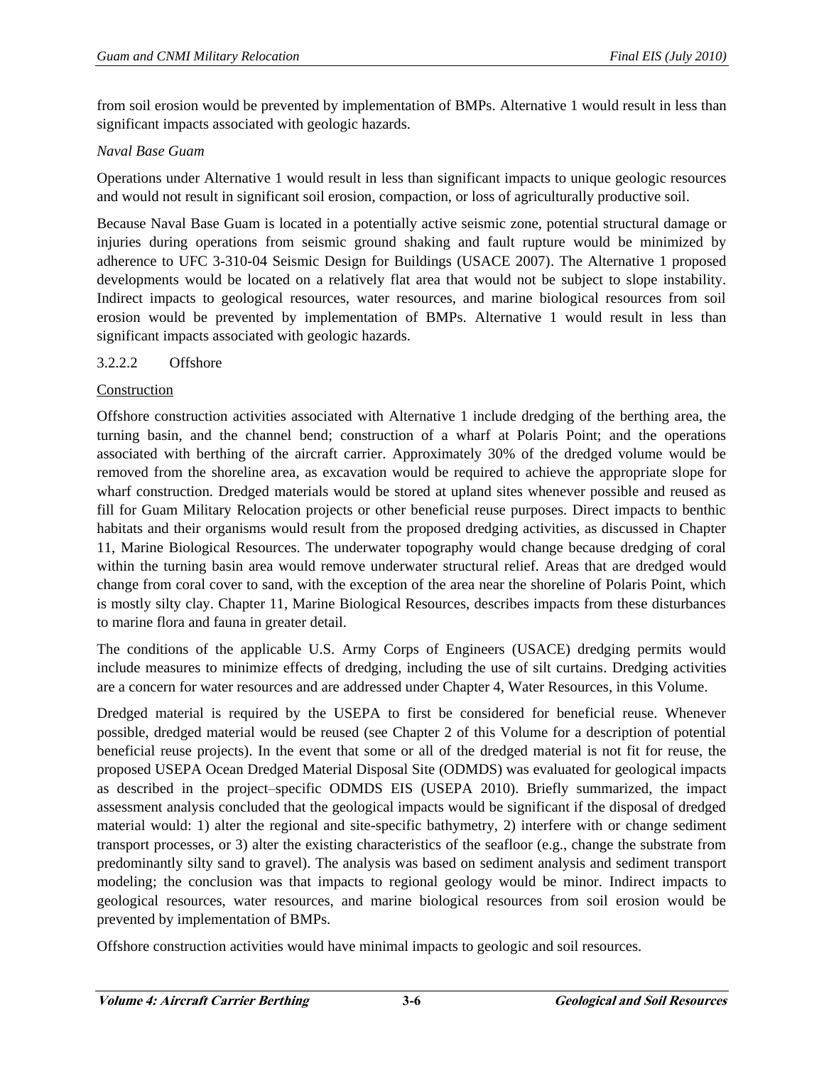from soil erosion would be prevented by implementation of BMPs. Alternative 1 would result in less than significant impacts associated with geologic hazards.

*Naval Base Guam*

Operations under Alternative 1 would result in less than significant impacts to unique geologic resources and would not result in significant soil erosion, compaction, or loss of agriculturally productive soil.

Because Naval Base Guam is located in a potentially active seismic zone, potential structural damage or injuries during operations from seismic ground shaking and fault rupture would be minimized by adherence to UFC 3-310-04 Seismic Design for Buildings (USACE 2007). The Alternative 1 proposed developments would be located on a relatively flat area that would not be subject to slope instability. Indirect impacts to geological resources, water resources, and marine biological resources from soil erosion would be prevented by implementation of BMPs. Alternative 1 would result in less than significant impacts associated with geologic hazards.

### 3.2.2.2 Offshore

<u>Construction</u>

Offshore construction activities associated with Alternative 1 include dredging of the berthing area, the turning basin, and the channel bend; construction of a wharf at Polaris Point; and the operations associated with berthing of the aircraft carrier. Approximately 30% of the dredged volume would be removed from the shoreline area, as excavation would be required to achieve the appropriate slope for wharf construction. Dredged materials would be stored at upland sites whenever possible and reused as fill for Guam Military Relocation projects or other beneficial reuse purposes. Direct impacts to benthic habitats and their organisms would result from the proposed dredging activities, as discussed in Chapter 11, Marine Biological Resources. The underwater topography would change because dredging of coral within the turning basin area would remove underwater structural relief. Areas that are dredged would change from coral cover to sand, with the exception of the area near the shoreline of Polaris Point, which is mostly silty clay. Chapter 11, Marine Biological Resources, describes impacts from these disturbances to marine flora and fauna in greater detail.

The conditions of the applicable U.S. Army Corps of Engineers (USACE) dredging permits would include measures to minimize effects of dredging, including the use of silt curtains. Dredging activities are a concern for water resources and are addressed under Chapter 4, Water Resources, in this Volume.

Dredged material is required by the USEPA to first be considered for beneficial reuse. Whenever possible, dredged material would be reused (see Chapter 2 of this Volume for a description of potential beneficial reuse projects). In the event that some or all of the dredged material is not fit for reuse, the proposed USEPA Ocean Dredged Material Disposal Site (ODMDS) was evaluated for geological impacts as described in the project–specific ODMDS EIS (USEPA 2010). Briefly summarized, the impact assessment analysis concluded that the geological impacts would be significant if the disposal of dredged material would: 1) alter the regional and site-specific bathymetry, 2) interfere with or change sediment transport processes, or 3) alter the existing characteristics of the seafloor (e.g., change the substrate from predominantly silty sand to gravel). The analysis was based on sediment analysis and sediment transport modeling; the conclusion was that impacts to regional geology would be minor. Indirect impacts to geological resources, water resources, and marine biological resources from soil erosion would be prevented by implementation of BMPs.

Offshore construction activities would have minimal impacts to geologic and soil resources.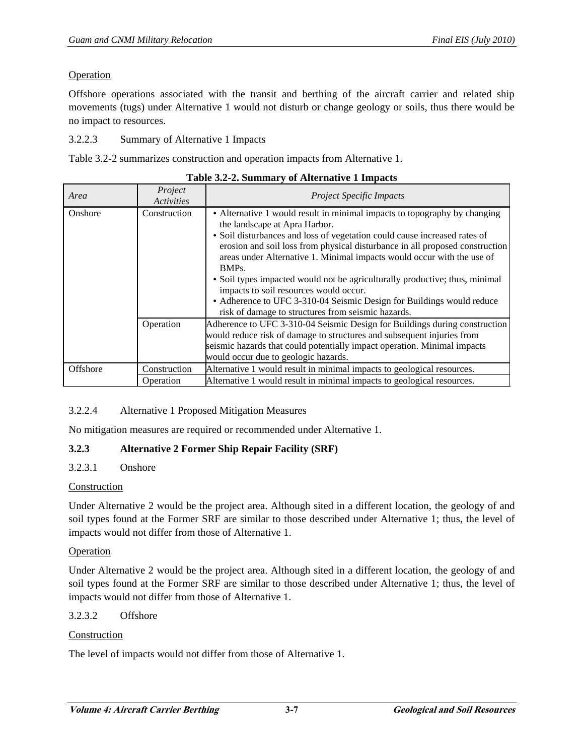Operation

Offshore operations associated with the transit and berthing of the aircraft carrier and related ship movements (tugs) under Alternative 1 would not disturb or change geology or soils, thus there would be no impact to resources.

3.2.2.3 Summary of Alternative 1 Impacts

Table 3.2-2 summarizes construction and operation impacts from Alternative 1.

**Table 3.2-2. Summary of Alternative 1 Impacts**

| *Area* | *Project Activities* | *Project Specific Impacts* |
|---|---|---|
| Onshore | Construction | • Alternative 1 would result in minimal impacts to topography by changing the landscape at Apra Harbor.<br>• Soil disturbances and loss of vegetation could cause increased rates of erosion and soil loss from physical disturbance in all proposed construction areas under Alternative 1. Minimal impacts would occur with the use of BMPs.<br>• Soil types impacted would not be agriculturally productive; thus, minimal impacts to soil resources would occur.<br>• Adherence to UFC 3-310-04 Seismic Design for Buildings would reduce risk of damage to structures from seismic hazards. |
| | Operation | Adherence to UFC 3-310-04 Seismic Design for Buildings during construction would reduce risk of damage to structures and subsequent injuries from seismic hazards that could potentially impact operation. Minimal impacts would occur due to geologic hazards. |
| Offshore | Construction | Alternative 1 would result in minimal impacts to geological resources. |
| | Operation | Alternative 1 would result in minimal impacts to geological resources. |

3.2.2.4 Alternative 1 Proposed Mitigation Measures

No mitigation measures are required or recommended under Alternative 1.

### 3.2.3 Alternative 2 Former Ship Repair Facility (SRF)

3.2.3.1 Onshore

Construction

Under Alternative 2 would be the project area. Although sited in a different location, the geology of and soil types found at the Former SRF are similar to those described under Alternative 1; thus, the level of impacts would not differ from those of Alternative 1.

Operation

Under Alternative 2 would be the project area. Although sited in a different location, the geology of and soil types found at the Former SRF are similar to those described under Alternative 1; thus, the level of impacts would not differ from those of Alternative 1.

3.2.3.2 Offshore

Construction

The level of impacts would not differ from those of Alternative 1.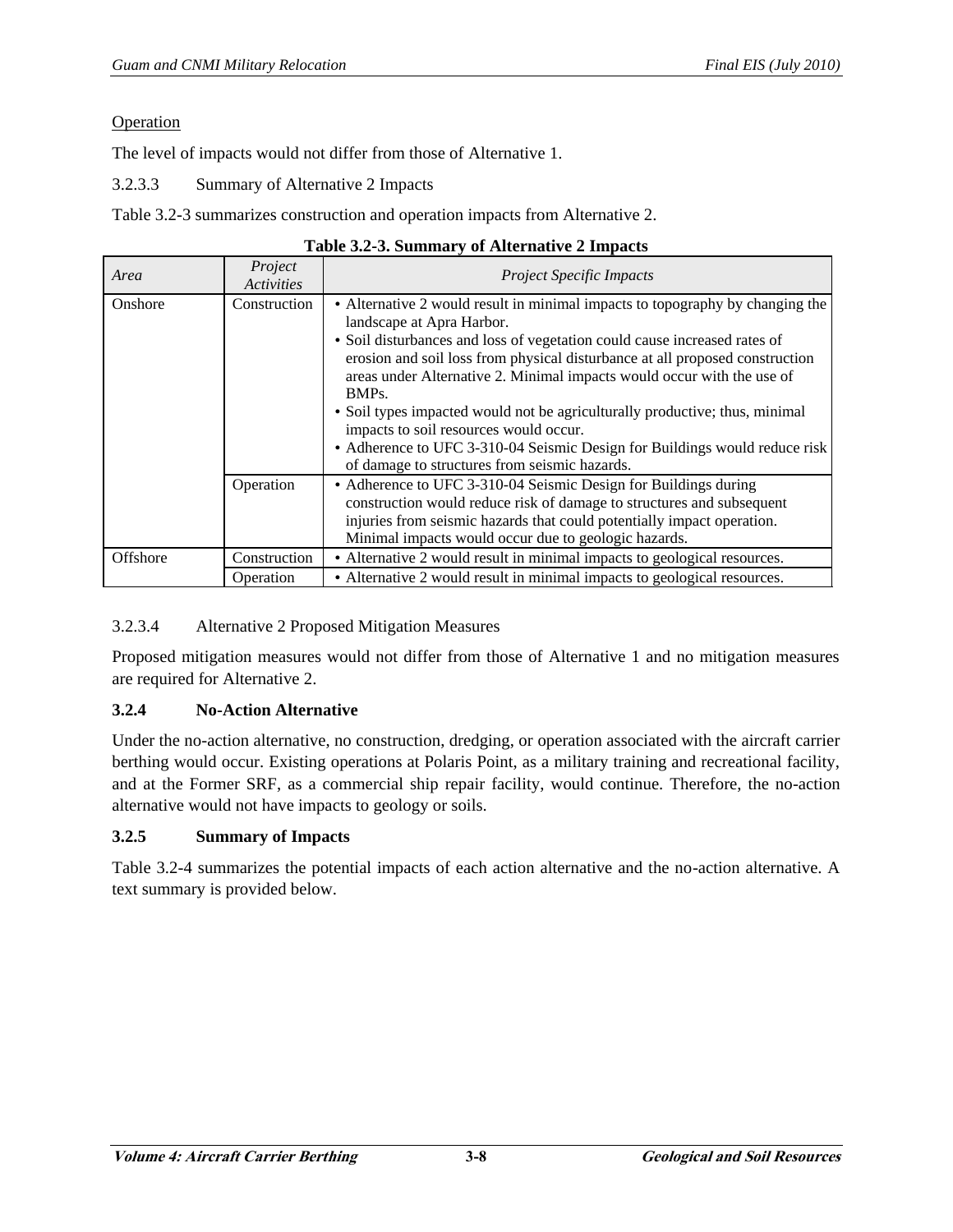Operation

The level of impacts would not differ from those of Alternative 1.

#### 3.2.3.3 Summary of Alternative 2 Impacts

Table 3.2-3 summarizes construction and operation impacts from Alternative 2.

**Table 3.2-3. Summary of Alternative 2 Impacts**

| *Area* | *Project Activities* | *Project Specific Impacts* |
|---|---|---|
| Onshore | Construction | • Alternative 2 would result in minimal impacts to topography by changing the landscape at Apra Harbor.<br>• Soil disturbances and loss of vegetation could cause increased rates of erosion and soil loss from physical disturbance at all proposed construction areas under Alternative 2. Minimal impacts would occur with the use of BMPs.<br>• Soil types impacted would not be agriculturally productive; thus, minimal impacts to soil resources would occur.<br>• Adherence to UFC 3-310-04 Seismic Design for Buildings would reduce risk of damage to structures from seismic hazards. |
| | Operation | • Adherence to UFC 3-310-04 Seismic Design for Buildings during construction would reduce risk of damage to structures and subsequent injuries from seismic hazards that could potentially impact operation. Minimal impacts would occur due to geologic hazards. |
| Offshore | Construction | • Alternative 2 would result in minimal impacts to geological resources. |
| | Operation | • Alternative 2 would result in minimal impacts to geological resources. |

#### 3.2.3.4 Alternative 2 Proposed Mitigation Measures

Proposed mitigation measures would not differ from those of Alternative 1 and no mitigation measures are required for Alternative 2.

### 3.2.4 No-Action Alternative

Under the no-action alternative, no construction, dredging, or operation associated with the aircraft carrier berthing would occur. Existing operations at Polaris Point, as a military training and recreational facility, and at the Former SRF, as a commercial ship repair facility, would continue. Therefore, the no-action alternative would not have impacts to geology or soils.

### 3.2.5 Summary of Impacts

Table 3.2-4 summarizes the potential impacts of each action alternative and the no-action alternative. A text summary is provided below.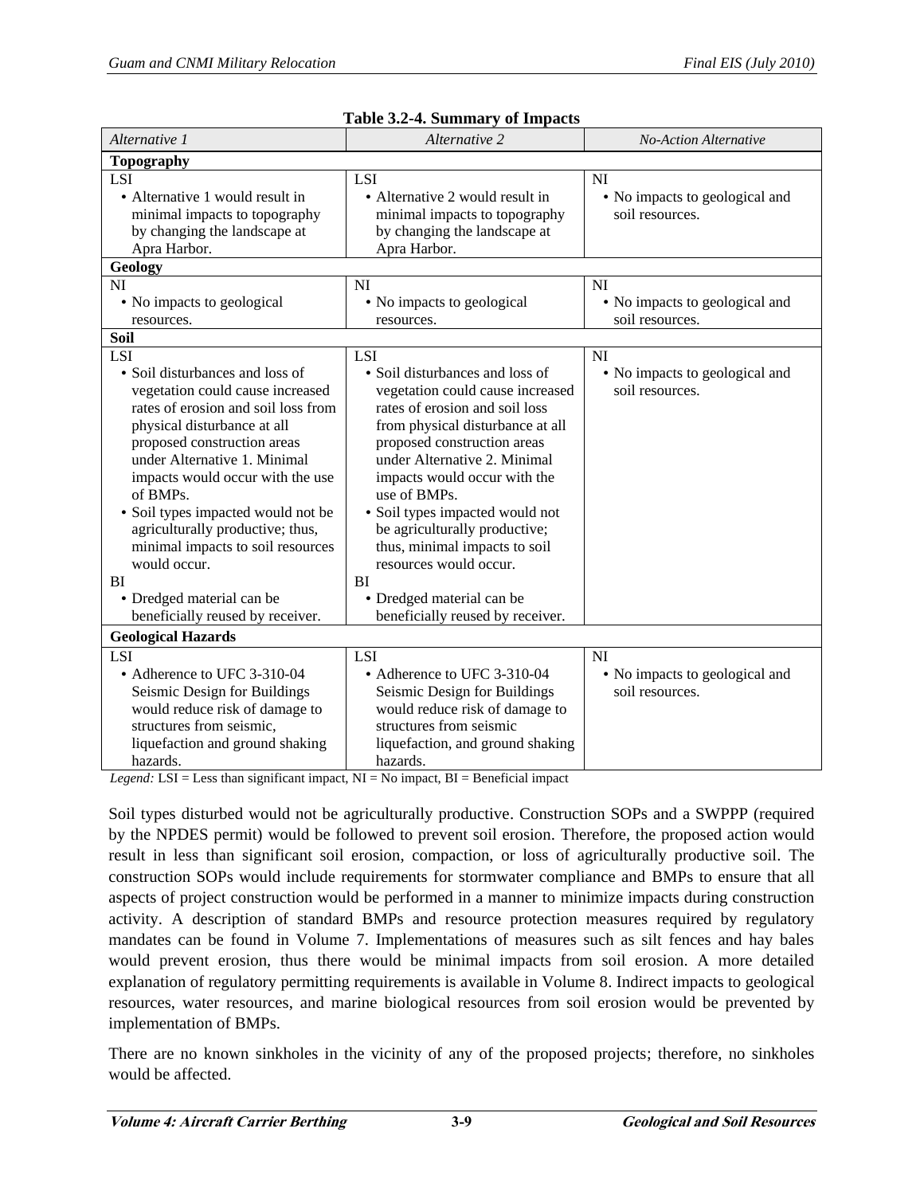**Table 3.2-4. Summary of Impacts**

| *Alternative 1* | *Alternative 2* | *No-Action Alternative* |
|---|---|---|
| **Topography** | | |
| LSI<br>• Alternative 1 would result in minimal impacts to topography by changing the landscape at Apra Harbor. | LSI<br>• Alternative 2 would result in minimal impacts to topography by changing the landscape at Apra Harbor. | NI<br>• No impacts to geological and soil resources. |
| **Geology** | | |
| NI<br>• No impacts to geological resources. | NI<br>• No impacts to geological resources. | NI<br>• No impacts to geological and soil resources. |
| **Soil** | | |
| LSI<br>• Soil disturbances and loss of vegetation could cause increased rates of erosion and soil loss from physical disturbance at all proposed construction areas under Alternative 1. Minimal impacts would occur with the use of BMPs.<br>• Soil types impacted would not be agriculturally productive; thus, minimal impacts to soil resources would occur.<br>BI<br>• Dredged material can be beneficially reused by receiver. | LSI<br>• Soil disturbances and loss of vegetation could cause increased rates of erosion and soil loss from physical disturbance at all proposed construction areas under Alternative 2. Minimal impacts would occur with the use of BMPs.<br>• Soil types impacted would not be agriculturally productive; thus, minimal impacts to soil resources would occur.<br>BI<br>• Dredged material can be beneficially reused by receiver. | NI<br>• No impacts to geological and soil resources. |
| **Geological Hazards** | | |
| LSI<br>• Adherence to UFC 3-310-04 Seismic Design for Buildings would reduce risk of damage to structures from seismic, liquefaction and ground shaking hazards. | LSI<br>• Adherence to UFC 3-310-04 Seismic Design for Buildings would reduce risk of damage to structures from seismic liquefaction, and ground shaking hazards. | NI<br>• No impacts to geological and soil resources. |

*Legend:* LSI = Less than significant impact, NI = No impact, BI = Beneficial impact

Soil types disturbed would not be agriculturally productive. Construction SOPs and a SWPPP (required by the NPDES permit) would be followed to prevent soil erosion. Therefore, the proposed action would result in less than significant soil erosion, compaction, or loss of agriculturally productive soil. The construction SOPs would include requirements for stormwater compliance and BMPs to ensure that all aspects of project construction would be performed in a manner to minimize impacts during construction activity. A description of standard BMPs and resource protection measures required by regulatory mandates can be found in Volume 7. Implementations of measures such as silt fences and hay bales would prevent erosion, thus there would be minimal impacts from soil erosion. A more detailed explanation of regulatory permitting requirements is available in Volume 8. Indirect impacts to geological resources, water resources, and marine biological resources from soil erosion would be prevented by implementation of BMPs.

There are no known sinkholes in the vicinity of any of the proposed projects; therefore, no sinkholes would be affected.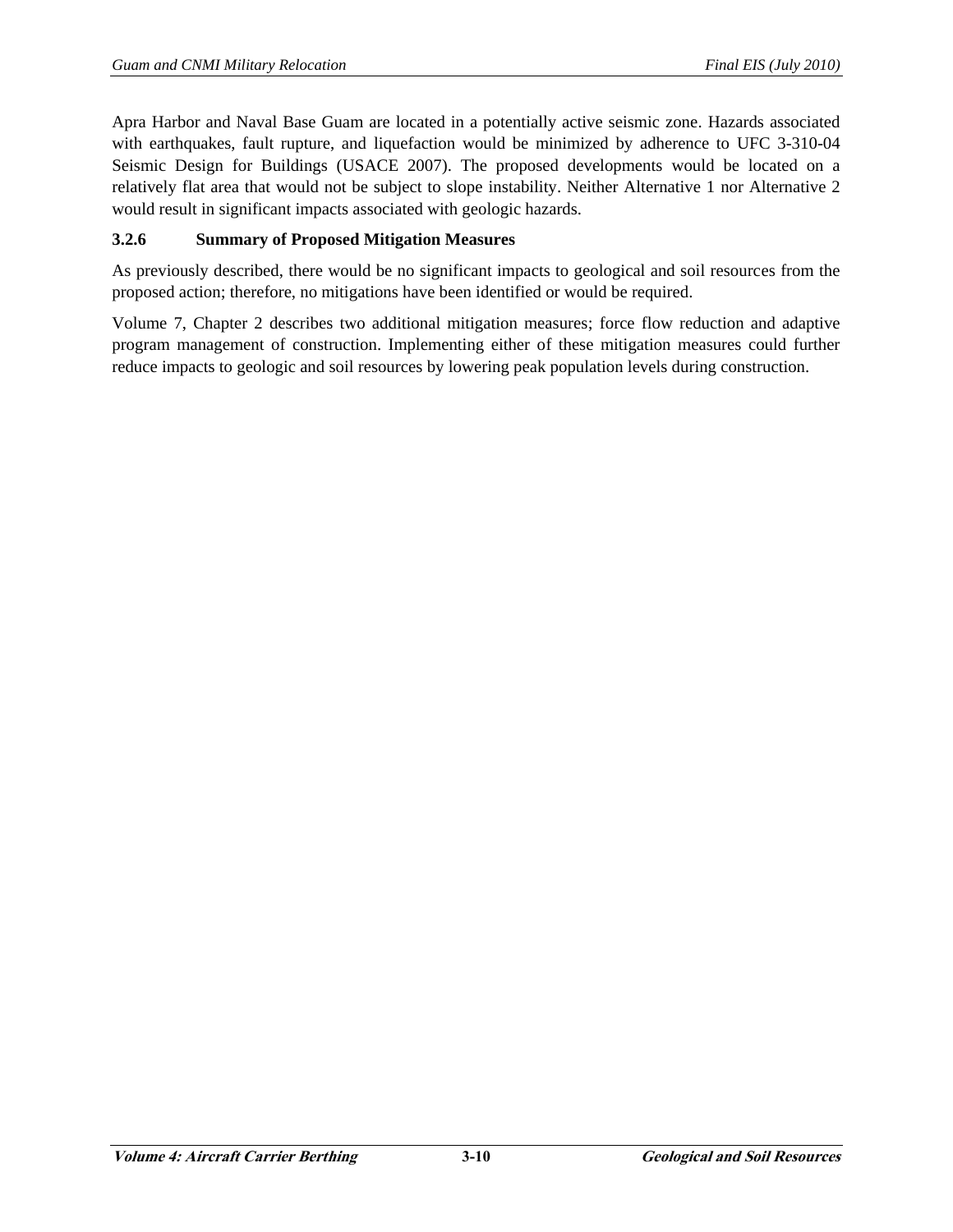Apra Harbor and Naval Base Guam are located in a potentially active seismic zone. Hazards associated with earthquakes, fault rupture, and liquefaction would be minimized by adherence to UFC 3-310-04 Seismic Design for Buildings (USACE 2007). The proposed developments would be located on a relatively flat area that would not be subject to slope instability. Neither Alternative 1 nor Alternative 2 would result in significant impacts associated with geologic hazards.

### 3.2.6 Summary of Proposed Mitigation Measures

As previously described, there would be no significant impacts to geological and soil resources from the proposed action; therefore, no mitigations have been identified or would be required.

Volume 7, Chapter 2 describes two additional mitigation measures; force flow reduction and adaptive program management of construction. Implementing either of these mitigation measures could further reduce impacts to geologic and soil resources by lowering peak population levels during construction.